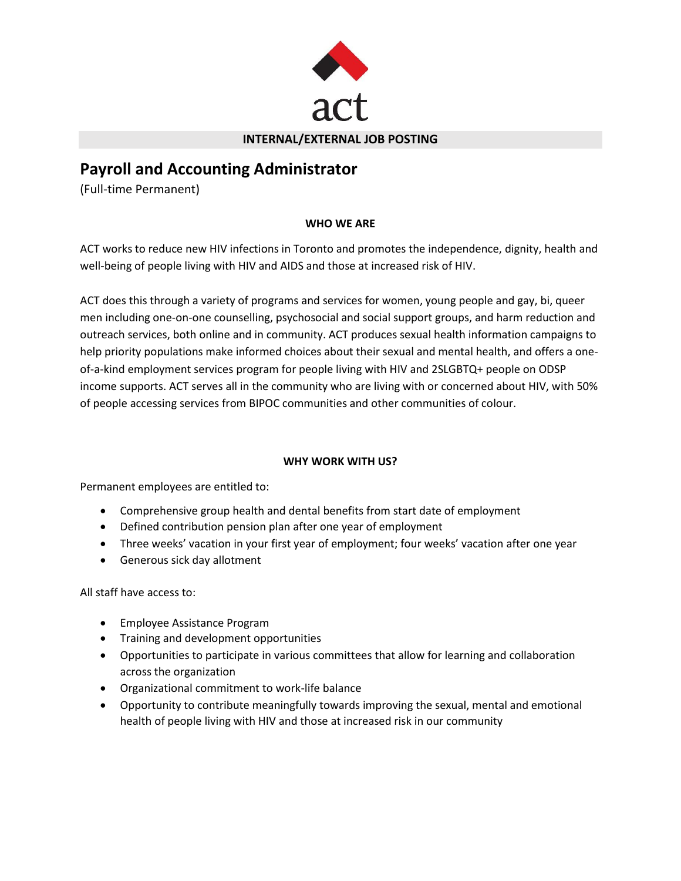act

**INTERNAL/EXTERNAL JOB POSTING**

# Payroll and Accounting Administrator

(Full-time Permanent)

## WHO WE ARE

ACT works to reduce new HIV infections in Toronto and promotes the independence, dignity, health and well-being of people living with HIV and AIDS and those at increased risk of HIV.

ACT does this through a variety of programs and services for women, young people and gay, bi, queer men including one-on-one counselling, psychosocial and social support groups, and harm reduction and outreach services, both online and in community. ACT produces sexual health information campaigns to help priority populations make informed choices about their sexual and mental health, and offers a one-of-a-kind employment services program for people living with HIV and 2SLGBTQ+ people on ODSP income supports. ACT serves all in the community who are living with or concerned about HIV, with 50% of people accessing services from BIPOC communities and other communities of colour.

## WHY WORK WITH US?

Permanent employees are entitled to:

- Comprehensive group health and dental benefits from start date of employment
- Defined contribution pension plan after one year of employment
- Three weeks' vacation in your first year of employment; four weeks' vacation after one year
- Generous sick day allotment

All staff have access to:

- Employee Assistance Program
- Training and development opportunities
- Opportunities to participate in various committees that allow for learning and collaboration across the organization
- Organizational commitment to work-life balance
- Opportunity to contribute meaningfully towards improving the sexual, mental and emotional health of people living with HIV and those at increased risk in our community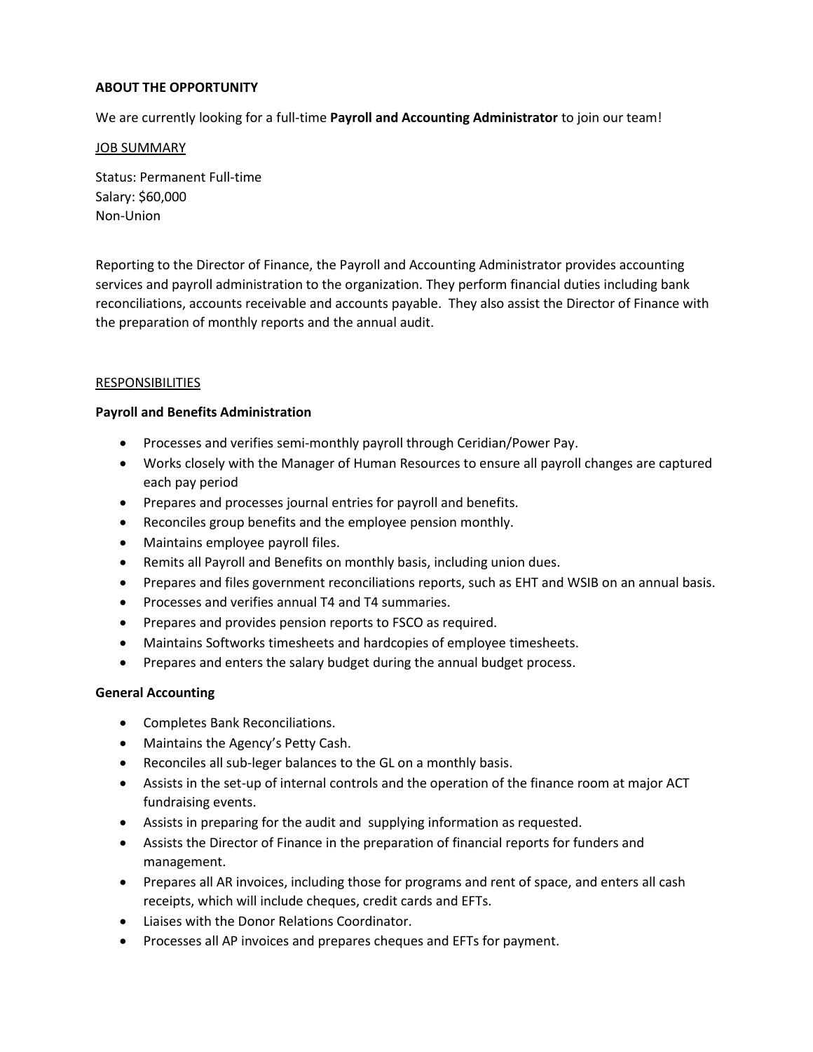**ABOUT THE OPPORTUNITY**

We are currently looking for a full-time **Payroll and Accounting Administrator** to join our team!

<u>JOB SUMMARY</u>

Status: Permanent Full-time
Salary: $60,000
Non-Union

Reporting to the Director of Finance, the Payroll and Accounting Administrator provides accounting services and payroll administration to the organization. They perform financial duties including bank reconciliations, accounts receivable and accounts payable. They also assist the Director of Finance with the preparation of monthly reports and the annual audit.

<u>RESPONSIBILITIES</u>

**Payroll and Benefits Administration**

- Processes and verifies semi-monthly payroll through Ceridian/Power Pay.
- Works closely with the Manager of Human Resources to ensure all payroll changes are captured each pay period
- Prepares and processes journal entries for payroll and benefits.
- Reconciles group benefits and the employee pension monthly.
- Maintains employee payroll files.
- Remits all Payroll and Benefits on monthly basis, including union dues.
- Prepares and files government reconciliations reports, such as EHT and WSIB on an annual basis.
- Processes and verifies annual T4 and T4 summaries.
- Prepares and provides pension reports to FSCO as required.
- Maintains Softworks timesheets and hardcopies of employee timesheets.
- Prepares and enters the salary budget during the annual budget process.

**General Accounting**

- Completes Bank Reconciliations.
- Maintains the Agency's Petty Cash.
- Reconciles all sub-leger balances to the GL on a monthly basis.
- Assists in the set-up of internal controls and the operation of the finance room at major ACT fundraising events.
- Assists in preparing for the audit and supplying information as requested.
- Assists the Director of Finance in the preparation of financial reports for funders and management.
- Prepares all AR invoices, including those for programs and rent of space, and enters all cash receipts, which will include cheques, credit cards and EFTs.
- Liaises with the Donor Relations Coordinator.
- Processes all AP invoices and prepares cheques and EFTs for payment.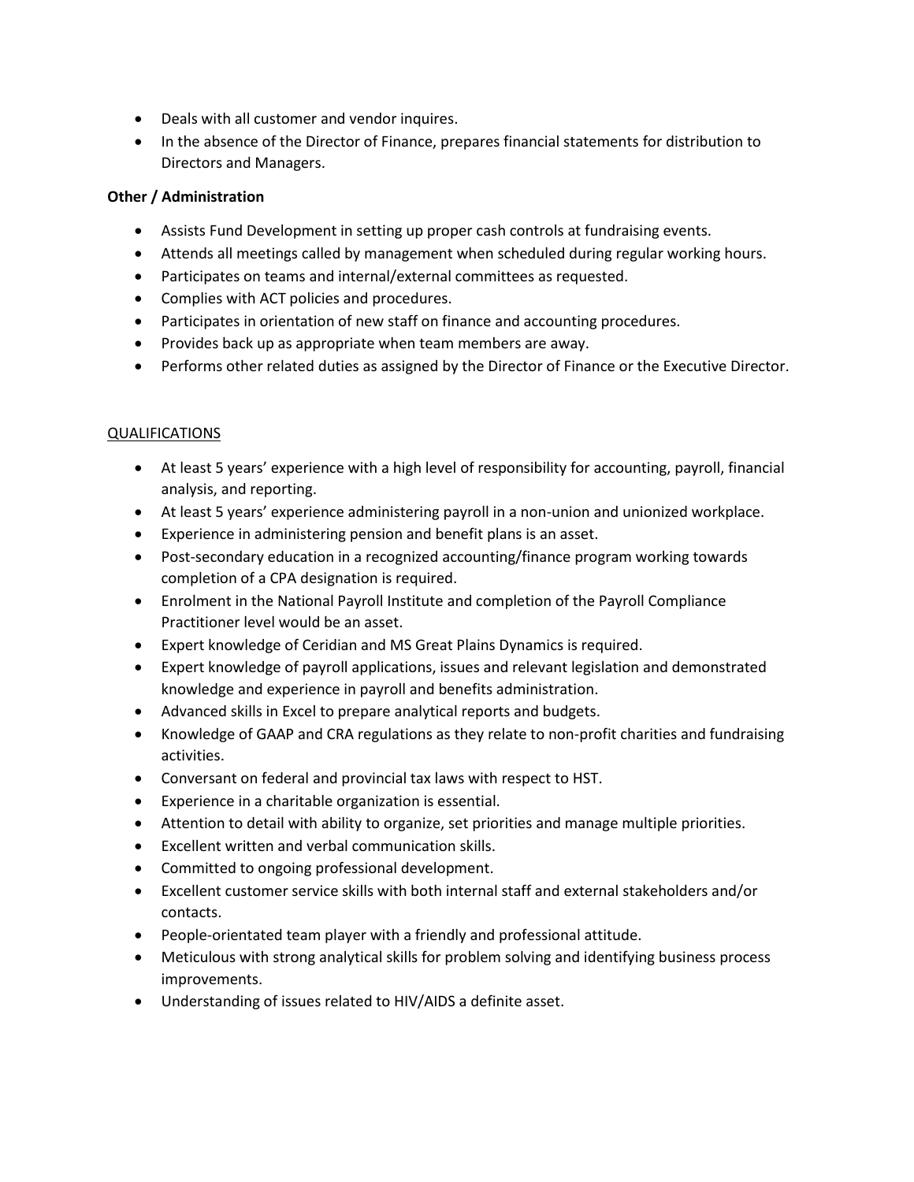- Deals with all customer and vendor inquires.
- In the absence of the Director of Finance, prepares financial statements for distribution to Directors and Managers.

**Other / Administration**

- Assists Fund Development in setting up proper cash controls at fundraising events.
- Attends all meetings called by management when scheduled during regular working hours.
- Participates on teams and internal/external committees as requested.
- Complies with ACT policies and procedures.
- Participates in orientation of new staff on finance and accounting procedures.
- Provides back up as appropriate when team members are away.
- Performs other related duties as assigned by the Director of Finance or the Executive Director.

<u>QUALIFICATIONS</u>

- At least 5 years' experience with a high level of responsibility for accounting, payroll, financial analysis, and reporting.
- At least 5 years' experience administering payroll in a non-union and unionized workplace.
- Experience in administering pension and benefit plans is an asset.
- Post-secondary education in a recognized accounting/finance program working towards completion of a CPA designation is required.
- Enrolment in the National Payroll Institute and completion of the Payroll Compliance Practitioner level would be an asset.
- Expert knowledge of Ceridian and MS Great Plains Dynamics is required.
- Expert knowledge of payroll applications, issues and relevant legislation and demonstrated knowledge and experience in payroll and benefits administration.
- Advanced skills in Excel to prepare analytical reports and budgets.
- Knowledge of GAAP and CRA regulations as they relate to non-profit charities and fundraising activities.
- Conversant on federal and provincial tax laws with respect to HST.
- Experience in a charitable organization is essential.
- Attention to detail with ability to organize, set priorities and manage multiple priorities.
- Excellent written and verbal communication skills.
- Committed to ongoing professional development.
- Excellent customer service skills with both internal staff and external stakeholders and/or contacts.
- People-orientated team player with a friendly and professional attitude.
- Meticulous with strong analytical skills for problem solving and identifying business process improvements.
- Understanding of issues related to HIV/AIDS a definite asset.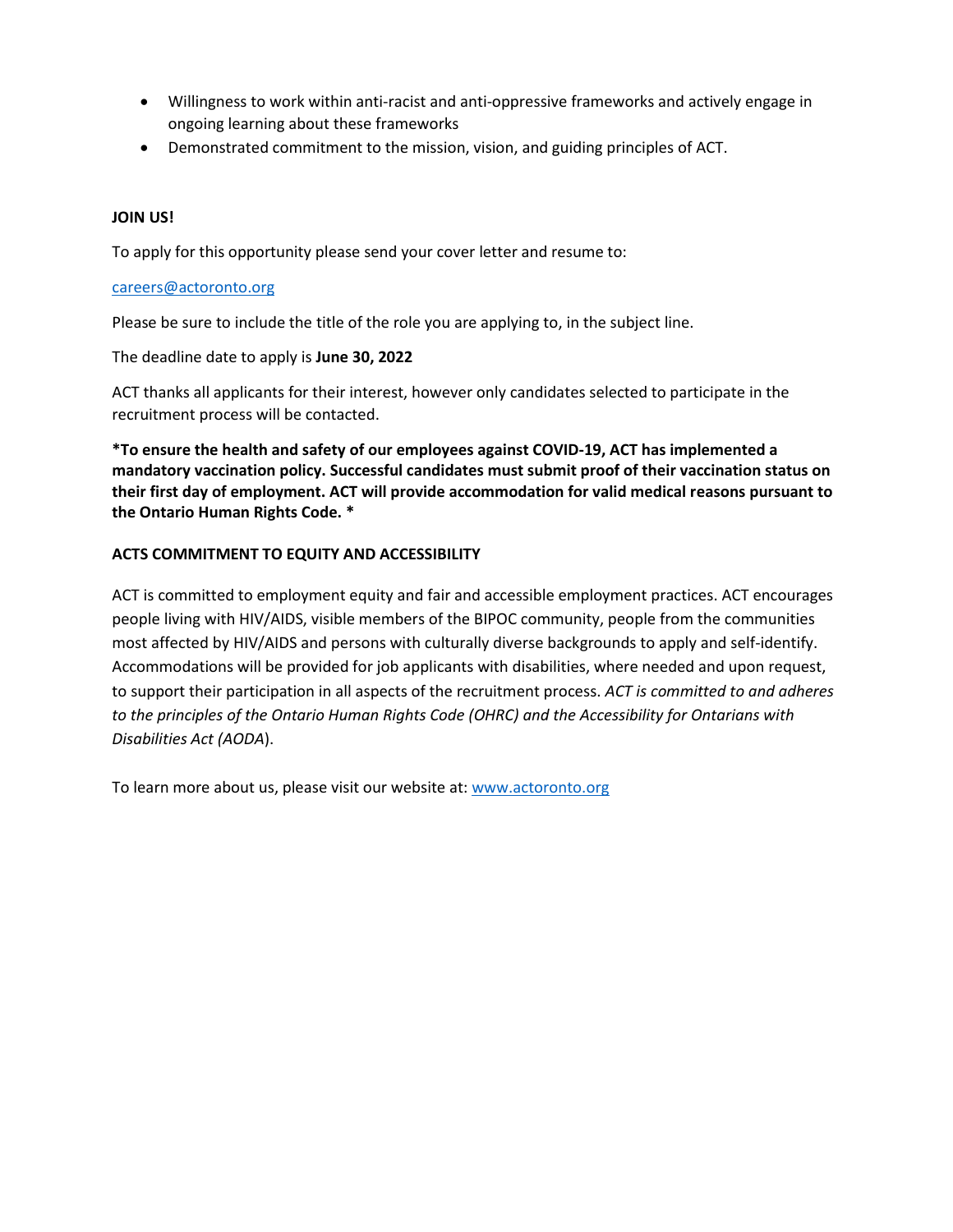- Willingness to work within anti-racist and anti-oppressive frameworks and actively engage in ongoing learning about these frameworks
- Demonstrated commitment to the mission, vision, and guiding principles of ACT.

**JOIN US!**

To apply for this opportunity please send your cover letter and resume to:

careers@actoronto.org

Please be sure to include the title of the role you are applying to, in the subject line.

The deadline date to apply is **June 30, 2022**

ACT thanks all applicants for their interest, however only candidates selected to participate in the recruitment process will be contacted.

**\*To ensure the health and safety of our employees against COVID-19, ACT has implemented a mandatory vaccination policy. Successful candidates must submit proof of their vaccination status on their first day of employment. ACT will provide accommodation for valid medical reasons pursuant to the Ontario Human Rights Code. \***

**ACTS COMMITMENT TO EQUITY AND ACCESSIBILITY**

ACT is committed to employment equity and fair and accessible employment practices. ACT encourages people living with HIV/AIDS, visible members of the BIPOC community, people from the communities most affected by HIV/AIDS and persons with culturally diverse backgrounds to apply and self-identify. Accommodations will be provided for job applicants with disabilities, where needed and upon request, to support their participation in all aspects of the recruitment process. *ACT is committed to and adheres to the principles of the Ontario Human Rights Code (OHRC) and the Accessibility for Ontarians with Disabilities Act (AODA*).

To learn more about us, please visit our website at: www.actoronto.org